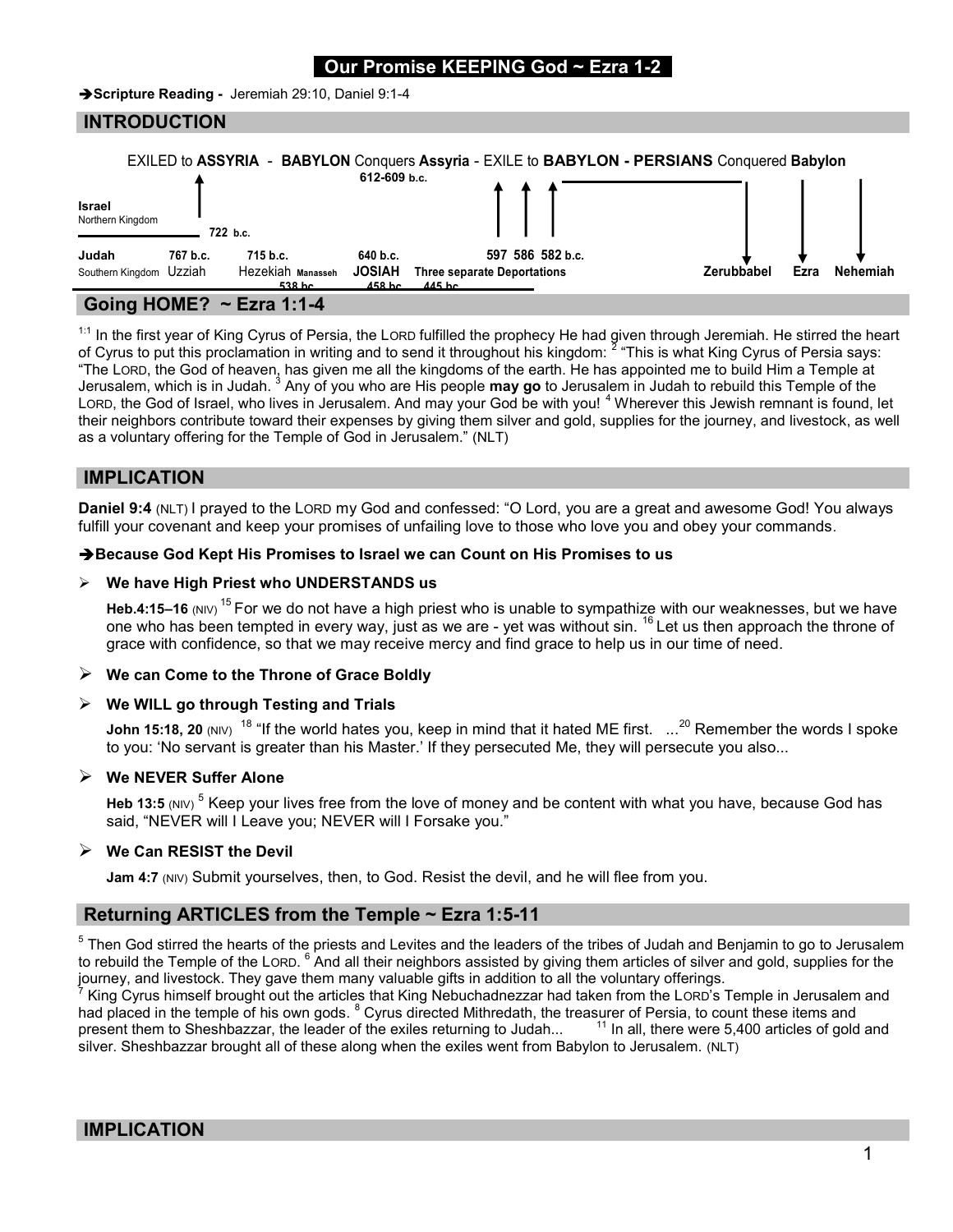# Our Promise KEEPING God ~ Ezra 1-2

➔**Scripture Reading -** Jeremiah 29:10, Daniel 9:1-4

## INTRODUCTION

EXILED to **ASSYRIA** - **BABYLON** Conquers **Assyria** - EXILE to **BABYLON - PERSIANS** Conquered **Babylon**

612-609 b.c.

**Israel**
Northern Kingdom — 722 b.c.

**Judah** — Southern Kingdom

767 b.c. Uzziah — 715 b.c. Hezekiah **Manasseh** — 640 b.c. **JOSIAH** — 597 586 582 b.c. Three separate Deportations

538 bc **Zerubbabel** — 458 bc **Ezra** — 445 bc **Nehemiah**

## Going HOME? ~ Ezra 1:1-4

[1:1] In the first year of King Cyrus of Persia, the LORD fulfilled the prophecy He had given through Jeremiah. He stirred the heart of Cyrus to put this proclamation in writing and to send it throughout his kingdom: [2] "This is what King Cyrus of Persia says: "The LORD, the God of heaven, has given me all the kingdoms of the earth. He has appointed me to build Him a Temple at Jerusalem, which is in Judah. [3] Any of you who are His people **may go** to Jerusalem in Judah to rebuild this Temple of the LORD, the God of Israel, who lives in Jerusalem. And may your God be with you! [4] Wherever this Jewish remnant is found, let their neighbors contribute toward their expenses by giving them silver and gold, supplies for the journey, and livestock, as well as a voluntary offering for the Temple of God in Jerusalem." (NLT)

## IMPLICATION

**Daniel 9:4** (NLT) I prayed to the LORD my God and confessed: "O Lord, you are a great and awesome God! You always fulfill your covenant and keep your promises of unfailing love to those who love you and obey your commands.

➔**Because God Kept His Promises to Israel we can Count on His Promises to us**

- **We have High Priest who UNDERSTANDS us**

  **Heb.4:15–16** (NIV) [15] For we do not have a high priest who is unable to sympathize with our weaknesses, but we have one who has been tempted in every way, just as we are - yet was without sin. [16] Let us then approach the throne of grace with confidence, so that we may receive mercy and find grace to help us in our time of need.

- **We can Come to the Throne of Grace Boldly**

- **We WILL go through Testing and Trials**

  **John 15:18, 20** (NIV) [18] "If the world hates you, keep in mind that it hated ME first. ...[20] Remember the words I spoke to you: 'No servant is greater than his Master.' If they persecuted Me, they will persecute you also...

- **We NEVER Suffer Alone**

  **Heb 13:5** (NIV) [5] Keep your lives free from the love of money and be content with what you have, because God has said, "NEVER will I Leave you; NEVER will I Forsake you."

- **We Can RESIST the Devil**

  **Jam 4:7** (NIV) Submit yourselves, then, to God. Resist the devil, and he will flee from you.

## Returning ARTICLES from the Temple ~ Ezra 1:5-11

[5] Then God stirred the hearts of the priests and Levites and the leaders of the tribes of Judah and Benjamin to go to Jerusalem to rebuild the Temple of the LORD. [6] And all their neighbors assisted by giving them articles of silver and gold, supplies for the journey, and livestock. They gave them many valuable gifts in addition to all the voluntary offerings.
[7] King Cyrus himself brought out the articles that King Nebuchadnezzar had taken from the LORD's Temple in Jerusalem and had placed in the temple of his own gods. [8] Cyrus directed Mithredath, the treasurer of Persia, to count these items and present them to Sheshbazzar, the leader of the exiles returning to Judah... [11] In all, there were 5,400 articles of gold and silver. Sheshbazzar brought all of these along when the exiles went from Babylon to Jerusalem. (NLT)

## IMPLICATION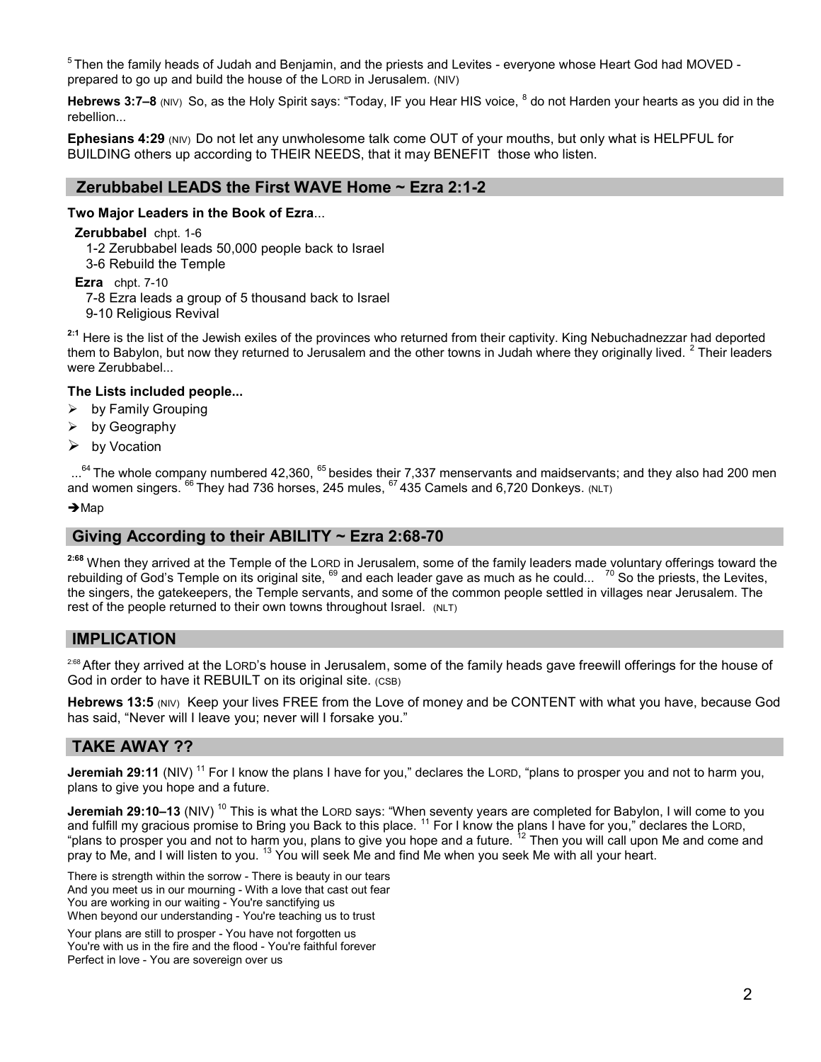[5] Then the family heads of Judah and Benjamin, and the priests and Levites - everyone whose Heart God had MOVED - prepared to go up and build the house of the LORD in Jerusalem. (NIV)

**Hebrews 3:7–8** (NIV) So, as the Holy Spirit says: "Today, IF you Hear HIS voice, [8] do not Harden your hearts as you did in the rebellion...

**Ephesians 4:29** (NIV) Do not let any unwholesome talk come OUT of your mouths, but only what is HELPFUL for BUILDING others up according to THEIR NEEDS, that it may BENEFIT those who listen.

## Zerubbabel LEADS the First WAVE Home ~ Ezra 2:1-2

**Two Major Leaders in the Book of Ezra**...

**Zerubbabel** chpt. 1-6
- 1-2 Zerubbabel leads 50,000 people back to Israel
- 3-6 Rebuild the Temple

**Ezra** chpt. 7-10
- 7-8 Ezra leads a group of 5 thousand back to Israel
- 9-10 Religious Revival

**[2:1]** Here is the list of the Jewish exiles of the provinces who returned from their captivity. King Nebuchadnezzar had deported them to Babylon, but now they returned to Jerusalem and the other towns in Judah where they originally lived. [2] Their leaders were Zerubbabel...

**The Lists included people...**
- by Family Grouping
- by Geography
- by Vocation

...[64] The whole company numbered 42,360, [65] besides their 7,337 menservants and maidservants; and they also had 200 men and women singers. [66] They had 736 horses, 245 mules, [67] 435 Camels and 6,720 Donkeys. (NLT)

➔Map

## Giving According to their ABILITY ~ Ezra 2:68-70

**[2:68]** When they arrived at the Temple of the LORD in Jerusalem, some of the family leaders made voluntary offerings toward the rebuilding of God's Temple on its original site, [69] and each leader gave as much as he could... [70] So the priests, the Levites, the singers, the gatekeepers, the Temple servants, and some of the common people settled in villages near Jerusalem. The rest of the people returned to their own towns throughout Israel. (NLT)

## IMPLICATION

[2:68] After they arrived at the LORD's house in Jerusalem, some of the family heads gave freewill offerings for the house of God in order to have it REBUILT on its original site. (CSB)

**Hebrews 13:5** (NIV) Keep your lives FREE from the Love of money and be CONTENT with what you have, because God has said, "Never will I leave you; never will I forsake you."

## TAKE AWAY ??

**Jeremiah 29:11** (NIV) [11] For I know the plans I have for you," declares the LORD, "plans to prosper you and not to harm you, plans to give you hope and a future.

**Jeremiah 29:10–13** (NIV) [10] This is what the LORD says: "When seventy years are completed for Babylon, I will come to you and fulfill my gracious promise to Bring you Back to this place. [11] For I know the plans I have for you," declares the LORD, "plans to prosper you and not to harm you, plans to give you hope and a future. [12] Then you will call upon Me and come and pray to Me, and I will listen to you. [13] You will seek Me and find Me when you seek Me with all your heart.

There is strength within the sorrow - There is beauty in our tears
And you meet us in our mourning - With a love that cast out fear
You are working in our waiting - You're sanctifying us
When beyond our understanding - You're teaching us to trust

Your plans are still to prosper - You have not forgotten us
You're with us in the fire and the flood - You're faithful forever
Perfect in love - You are sovereign over us